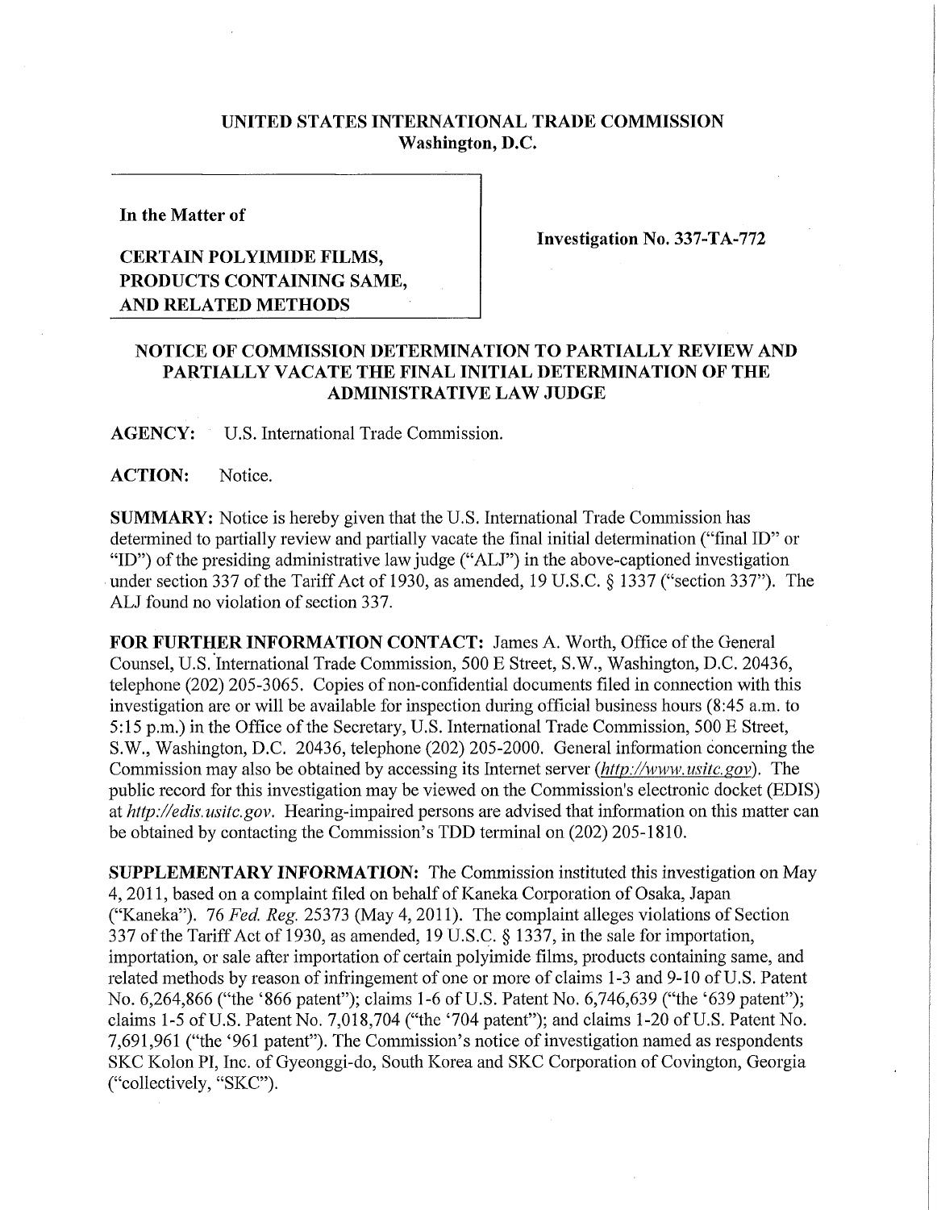**UNITED STATES INTERNATIONAL TRADE COMMISSION**
**Washington, D.C.**

**In the Matter of**

**CERTAIN POLYIMIDE FILMS, PRODUCTS CONTAINING SAME, AND RELATED METHODS**

**Investigation No. 337-TA-772**

## NOTICE OF COMMISSION DETERMINATION TO PARTIALLY REVIEW AND PARTIALLY VACATE THE FINAL INITIAL DETERMINATION OF THE ADMINISTRATIVE LAW JUDGE

**AGENCY:** U.S. International Trade Commission.

**ACTION:** Notice.

**SUMMARY:** Notice is hereby given that the U.S. International Trade Commission has determined to partially review and partially vacate the final initial determination ("final ID" or "ID") of the presiding administrative law judge ("ALJ") in the above-captioned investigation under section 337 of the Tariff Act of 1930, as amended, 19 U.S.C. § 1337 ("section 337"). The ALJ found no violation of section 337.

**FOR FURTHER INFORMATION CONTACT:** James A. Worth, Office of the General Counsel, U.S. International Trade Commission, 500 E Street, S.W., Washington, D.C. 20436, telephone (202) 205-3065. Copies of non-confidential documents filed in connection with this investigation are or will be available for inspection during official business hours (8:45 a.m. to 5:15 p.m.) in the Office of the Secretary, U.S. International Trade Commission, 500 E Street, S.W., Washington, D.C. 20436, telephone (202) 205-2000. General information concerning the Commission may also be obtained by accessing its Internet server (*http://www.usitc.gov*). The public record for this investigation may be viewed on the Commission's electronic docket (EDIS) at *http://edis.usitc.gov*. Hearing-impaired persons are advised that information on this matter can be obtained by contacting the Commission's TDD terminal on (202) 205-1810.

**SUPPLEMENTARY INFORMATION:** The Commission instituted this investigation on May 4, 2011, based on a complaint filed on behalf of Kaneka Corporation of Osaka, Japan ("Kaneka"). 76 *Fed. Reg.* 25373 (May 4, 2011). The complaint alleges violations of Section 337 of the Tariff Act of 1930, as amended, 19 U.S.C. § 1337, in the sale for importation, importation, or sale after importation of certain polyimide films, products containing same, and related methods by reason of infringement of one or more of claims 1-3 and 9-10 of U.S. Patent No. 6,264,866 ("the '866 patent"); claims 1-6 of U.S. Patent No. 6,746,639 ("the '639 patent"); claims 1-5 of U.S. Patent No. 7,018,704 ("the '704 patent"); and claims 1-20 of U.S. Patent No. 7,691,961 ("the '961 patent"). The Commission's notice of investigation named as respondents SKC Kolon PI, Inc. of Gyeonggi-do, South Korea and SKC Corporation of Covington, Georgia ("collectively, "SKC").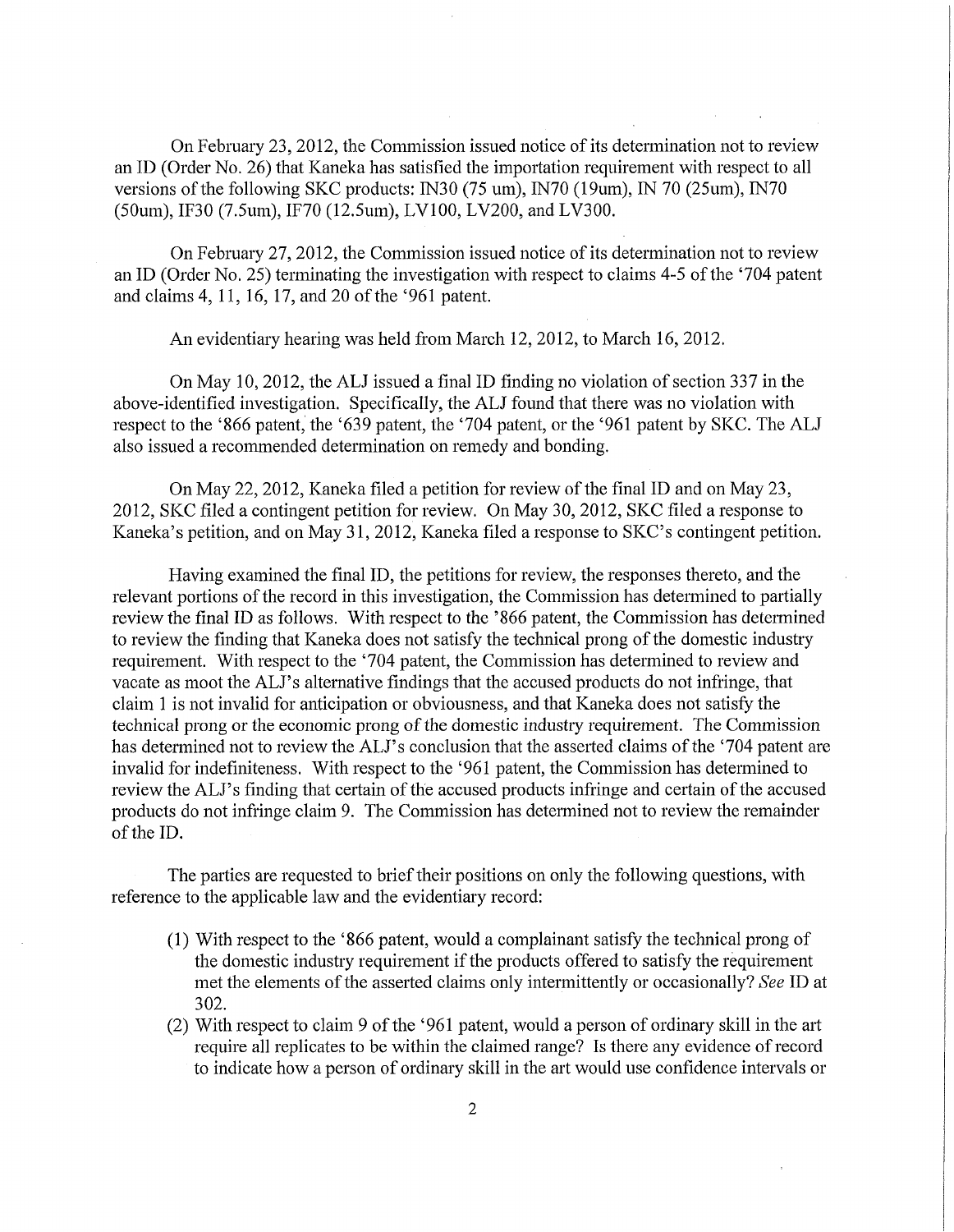On February 23, 2012, the Commission issued notice of its determination not to review an ID (Order No. 26) that Kaneka has satisfied the importation requirement with respect to all versions of the following SKC products: IN30 (75 um), IN70 (19um), IN 70 (25um), IN70 (50um), IF30 (7.5um), IF70 (12.5um), LV100, LV200, and LV300.

On February 27, 2012, the Commission issued notice of its determination not to review an ID (Order No. 25) terminating the investigation with respect to claims 4-5 of the '704 patent and claims 4, 11, 16, 17, and 20 of the '961 patent.

An evidentiary hearing was held from March 12, 2012, to March 16, 2012.

On May 10, 2012, the ALJ issued a final ID finding no violation of section 337 in the above-identified investigation. Specifically, the ALJ found that there was no violation with respect to the '866 patent, the '639 patent, the '704 patent, or the '961 patent by SKC. The ALJ also issued a recommended determination on remedy and bonding.

On May 22, 2012, Kaneka filed a petition for review of the final ID and on May 23, 2012, SKC filed a contingent petition for review. On May 30, 2012, SKC filed a response to Kaneka's petition, and on May 31, 2012, Kaneka filed a response to SKC's contingent petition.

Having examined the final ID, the petitions for review, the responses thereto, and the relevant portions of the record in this investigation, the Commission has determined to partially review the final ID as follows. With respect to the '866 patent, the Commission has determined to review the finding that Kaneka does not satisfy the technical prong of the domestic industry requirement. With respect to the '704 patent, the Commission has determined to review and vacate as moot the ALJ's alternative findings that the accused products do not infringe, that claim 1 is not invalid for anticipation or obviousness, and that Kaneka does not satisfy the technical prong or the economic prong of the domestic industry requirement. The Commission has determined not to review the ALJ's conclusion that the asserted claims of the '704 patent are invalid for indefiniteness. With respect to the '961 patent, the Commission has determined to review the ALJ's finding that certain of the accused products infringe and certain of the accused products do not infringe claim 9. The Commission has determined not to review the remainder of the ID.

The parties are requested to brief their positions on only the following questions, with reference to the applicable law and the evidentiary record:

(1) With respect to the '866 patent, would a complainant satisfy the technical prong of the domestic industry requirement if the products offered to satisfy the requirement met the elements of the asserted claims only intermittently or occasionally? *See* ID at 302.

(2) With respect to claim 9 of the '961 patent, would a person of ordinary skill in the art require all replicates to be within the claimed range? Is there any evidence of record to indicate how a person of ordinary skill in the art would use confidence intervals or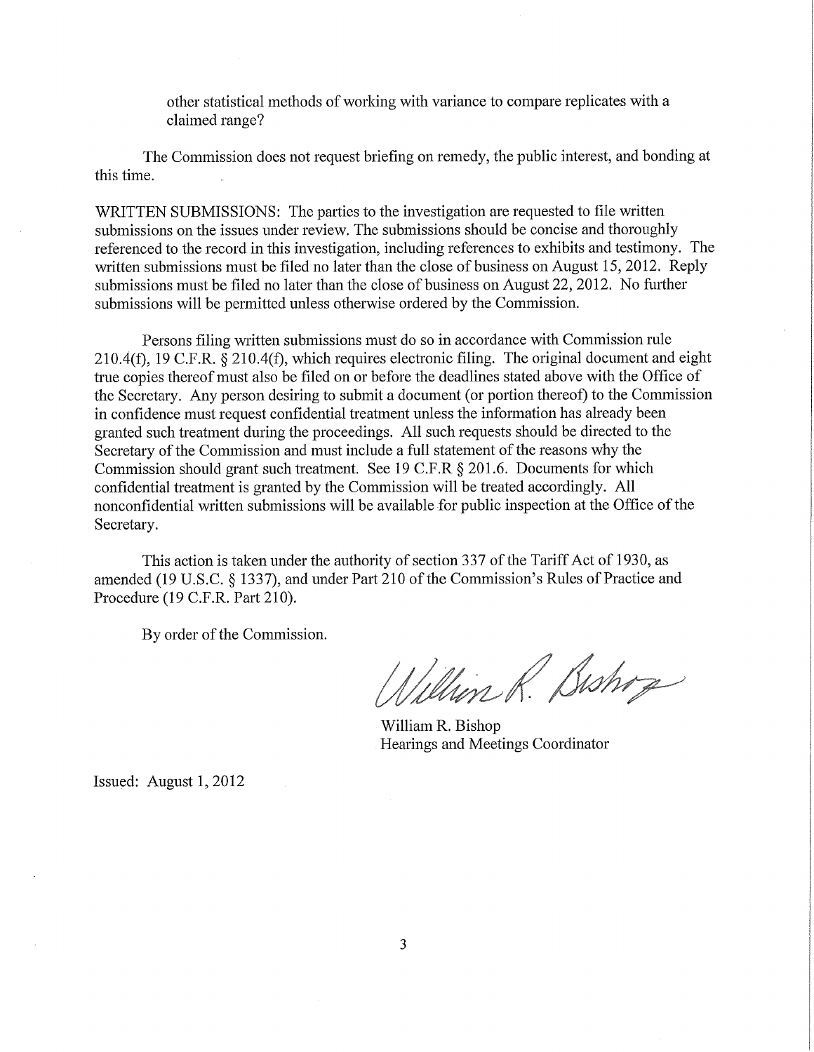other statistical methods of working with variance to compare replicates with a claimed range?

The Commission does not request briefing on remedy, the public interest, and bonding at this time.

WRITTEN SUBMISSIONS: The parties to the investigation are requested to file written submissions on the issues under review. The submissions should be concise and thoroughly referenced to the record in this investigation, including references to exhibits and testimony. The written submissions must be filed no later than the close of business on August 15, 2012. Reply submissions must be filed no later than the close of business on August 22, 2012. No further submissions will be permitted unless otherwise ordered by the Commission.

Persons filing written submissions must do so in accordance with Commission rule 210.4(f), 19 C.F.R. § 210.4(f), which requires electronic filing. The original document and eight true copies thereof must also be filed on or before the deadlines stated above with the Office of the Secretary. Any person desiring to submit a document (or portion thereof) to the Commission in confidence must request confidential treatment unless the information has already been granted such treatment during the proceedings. All such requests should be directed to the Secretary of the Commission and must include a full statement of the reasons why the Commission should grant such treatment. See 19 C.F.R § 201.6. Documents for which confidential treatment is granted by the Commission will be treated accordingly. All nonconfidential written submissions will be available for public inspection at the Office of the Secretary.

This action is taken under the authority of section 337 of the Tariff Act of 1930, as amended (19 U.S.C. § 1337), and under Part 210 of the Commission's Rules of Practice and Procedure (19 C.F.R. Part 210).

By order of the Commission.

William R. Bishop
Hearings and Meetings Coordinator

Issued: August 1, 2012